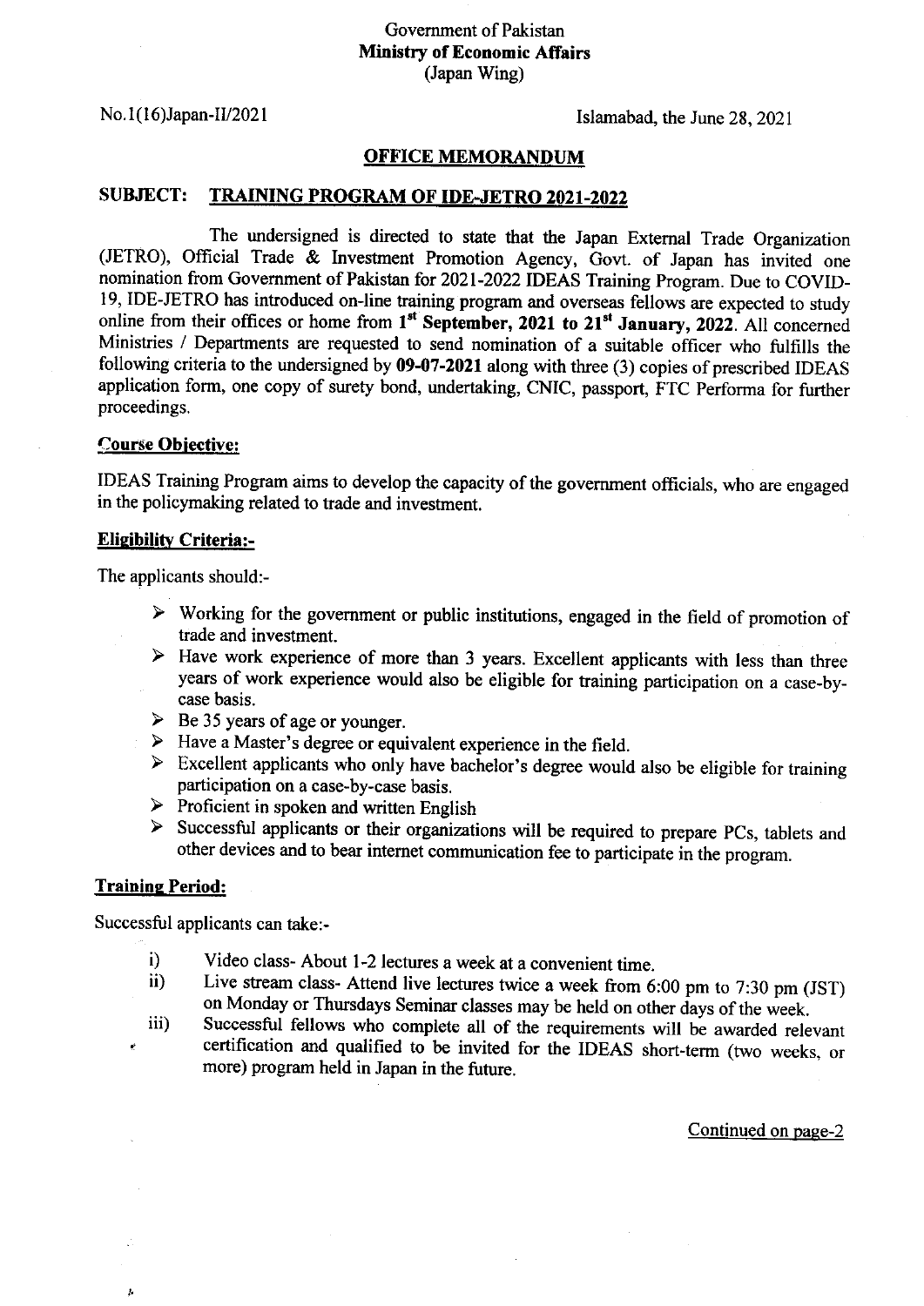Government of Pakistan
**Ministry of Economic Affairs**
(Japan Wing)

No.1(16)Japan-II/2021 Islamabad, the June 28, 2021

## OFFICE MEMORANDUM

**SUBJECT: TRAINING PROGRAM OF IDE-JETRO 2021-2022**

The undersigned is directed to state that the Japan External Trade Organization (JETRO), Official Trade & Investment Promotion Agency, Govt. of Japan has invited one nomination from Government of Pakistan for 2021-2022 IDEAS Training Program. Due to COVID-19, IDE-JETRO has introduced on-line training program and overseas fellows are expected to study online from their offices or home from **1st September, 2021 to 21st January, 2022**. All concerned Ministries / Departments are requested to send nomination of a suitable officer who fulfills the following criteria to the undersigned by **09-07-2021** along with three (3) copies of prescribed IDEAS application form, one copy of surety bond, undertaking, CNIC, passport, FTC Performa for further proceedings.

### Course Objective:

IDEAS Training Program aims to develop the capacity of the government officials, who are engaged in the policymaking related to trade and investment.

### Eligibility Criteria:-

The applicants should:-

- Working for the government or public institutions, engaged in the field of promotion of trade and investment.
- Have work experience of more than 3 years. Excellent applicants with less than three years of work experience would also be eligible for training participation on a case-by-case basis.
- Be 35 years of age or younger.
- Have a Master's degree or equivalent experience in the field.
- Excellent applicants who only have bachelor's degree would also be eligible for training participation on a case-by-case basis.
- Proficient in spoken and written English
- Successful applicants or their organizations will be required to prepare PCs, tablets and other devices and to bear internet communication fee to participate in the program.

### Training Period:

Successful applicants can take:-

i) Video class- About 1-2 lectures a week at a convenient time.

ii) Live stream class- Attend live lectures twice a week from 6:00 pm to 7:30 pm (JST) on Monday or Thursdays Seminar classes may be held on other days of the week.

iii) Successful fellows who complete all of the requirements will be awarded relevant certification and qualified to be invited for the IDEAS short-term (two weeks, or more) program held in Japan in the future.

Continued on page-2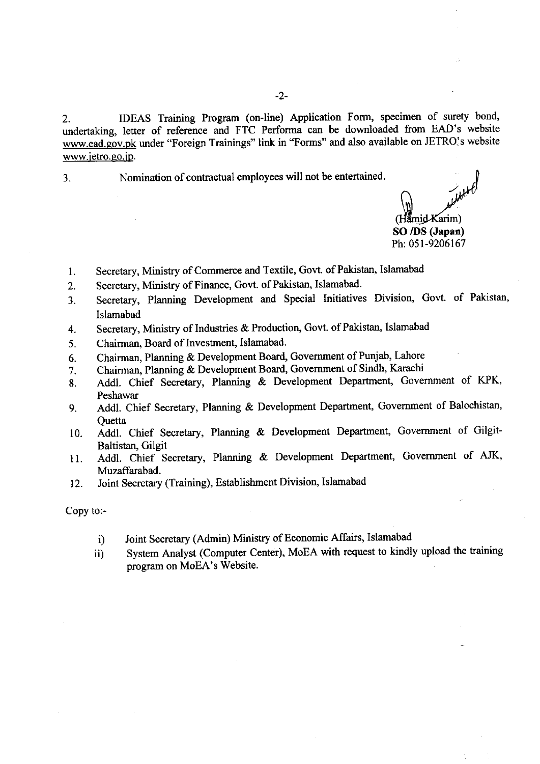2. IDEAS Training Program (on-line) Application Form, specimen of surety bond, undertaking, letter of reference and FTC Performa can be downloaded from EAD's website www.ead.gov.pk under "Foreign Trainings" link in "Forms" and also available on JETRO's website www.jetro.go.jp.

3. Nomination of contractual employees will not be entertained.

(Hamid Karim)
**SO /DS (Japan)**
Ph: 051-9206167

1. Secretary, Ministry of Commerce and Textile, Govt. of Pakistan, Islamabad
2. Secretary, Ministry of Finance, Govt. of Pakistan, Islamabad.
3. Secretary, Planning Development and Special Initiatives Division, Govt. of Pakistan, Islamabad
4. Secretary, Ministry of Industries & Production, Govt. of Pakistan, Islamabad
5. Chairman, Board of Investment, Islamabad.
6. Chairman, Planning & Development Board, Government of Punjab, Lahore
7. Chairman, Planning & Development Board, Government of Sindh, Karachi
8. Addl. Chief Secretary, Planning & Development Department, Government of KPK, Peshawar
9. Addl. Chief Secretary, Planning & Development Department, Government of Balochistan, Quetta
10. Addl. Chief Secretary, Planning & Development Department, Government of Gilgit-Baltistan, Gilgit
11. Addl. Chief Secretary, Planning & Development Department, Government of AJK, Muzaffarabad.
12. Joint Secretary (Training), Establishment Division, Islamabad

Copy to:-

i) Joint Secretary (Admin) Ministry of Economic Affairs, Islamabad
ii) System Analyst (Computer Center), MoEA with request to kindly upload the training program on MoEA's Website.